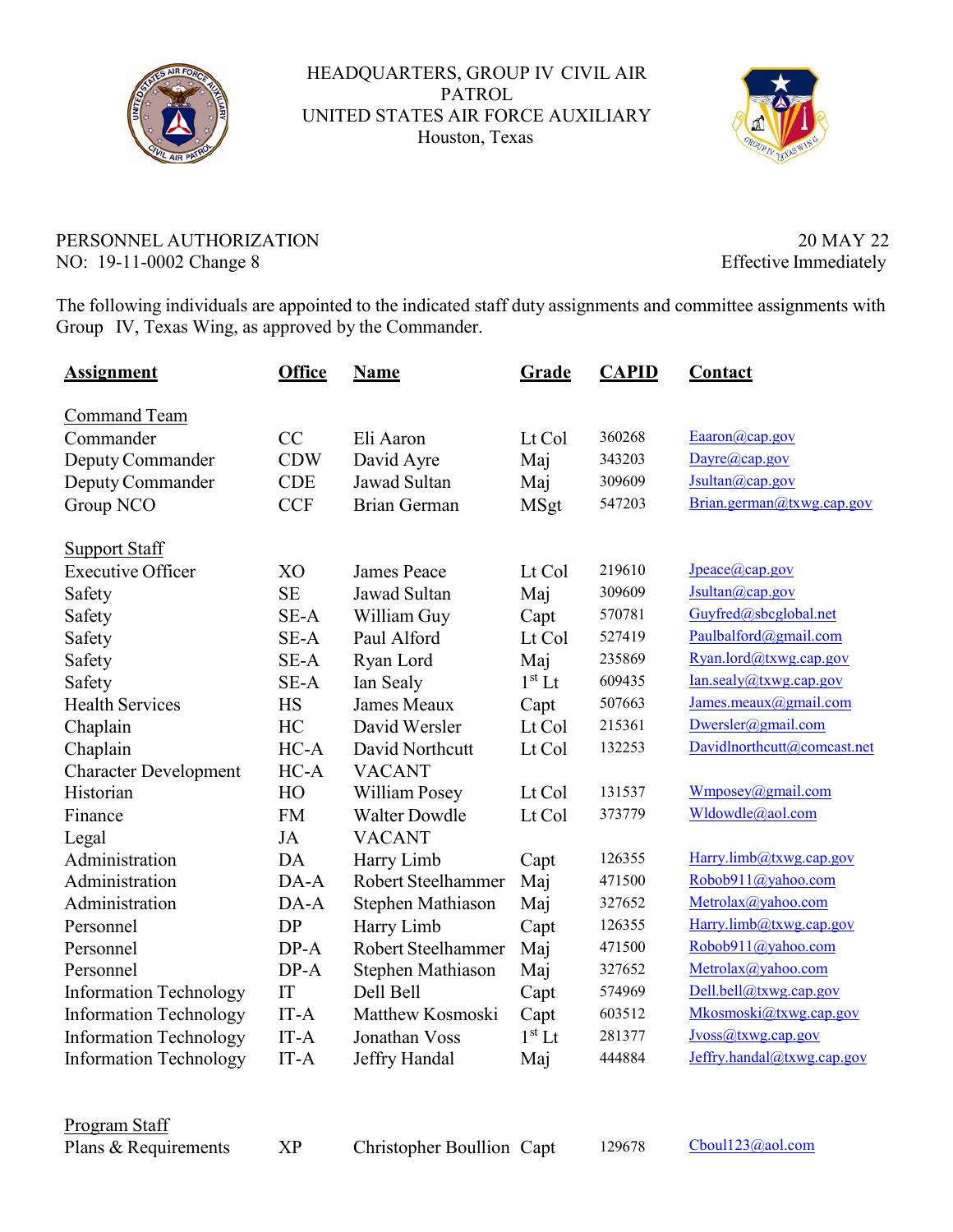HEADQUARTERS, GROUP IV CIVIL AIR PATROL
UNITED STATES AIR FORCE AUXILIARY
Houston, Texas

PERSONNEL AUTHORIZATION
NO: 19-11-0002 Change 8

20 MAY 22
Effective Immediately

The following individuals are appointed to the indicated staff duty assignments and committee assignments with Group IV, Texas Wing, as approved by the Commander.

| Assignment | Office | Name | Grade | CAPID | Contact |
|---|---|---|---|---|---|
| **Command Team** | | | | | |
| Commander | CC | Eli Aaron | Lt Col | 360268 | Eaaron@cap.gov |
| Deputy Commander | CDW | David Ayre | Maj | 343203 | Dayre@cap.gov |
| Deputy Commander | CDE | Jawad Sultan | Maj | 309609 | Jsultan@cap.gov |
| Group NCO | CCF | Brian German | MSgt | 547203 | Brian.german@txwg.cap.gov |
| **Support Staff** | | | | | |
| Executive Officer | XO | James Peace | Lt Col | 219610 | Jpeace@cap.gov |
| Safety | SE | Jawad Sultan | Maj | 309609 | Jsultan@cap.gov |
| Safety | SE-A | William Guy | Capt | 570781 | Guyfred@sbcglobal.net |
| Safety | SE-A | Paul Alford | Lt Col | 527419 | Paulbalford@gmail.com |
| Safety | SE-A | Ryan Lord | Maj | 235869 | Ryan.lord@txwg.cap.gov |
| Safety | SE-A | Ian Sealy | 1st Lt | 609435 | Ian.sealy@txwg.cap.gov |
| Health Services | HS | James Meaux | Capt | 507663 | James.meaux@gmail.com |
| Chaplain | HC | David Wersler | Lt Col | 215361 | Dwersler@gmail.com |
| Chaplain | HC-A | David Northcutt | Lt Col | 132253 | Davidlnorthcutt@comcast.net |
| Character Development | HC-A | VACANT | | | |
| Historian | HO | William Posey | Lt Col | 131537 | Wmposey@gmail.com |
| Finance | FM | Walter Dowdle | Lt Col | 373779 | Wldowdle@aol.com |
| Legal | JA | VACANT | | | |
| Administration | DA | Harry Limb | Capt | 126355 | Harry.limb@txwg.cap.gov |
| Administration | DA-A | Robert Steelhammer | Maj | 471500 | Robob911@yahoo.com |
| Administration | DA-A | Stephen Mathiason | Maj | 327652 | Metrolax@yahoo.com |
| Personnel | DP | Harry Limb | Capt | 126355 | Harry.limb@txwg.cap.gov |
| Personnel | DP-A | Robert Steelhammer | Maj | 471500 | Robob911@yahoo.com |
| Personnel | DP-A | Stephen Mathiason | Maj | 327652 | Metrolax@yahoo.com |
| Information Technology | IT | Dell Bell | Capt | 574969 | Dell.bell@txwg.cap.gov |
| Information Technology | IT-A | Matthew Kosmoski | Capt | 603512 | Mkosmoski@txwg.cap.gov |
| Information Technology | IT-A | Jonathan Voss | 1st Lt | 281377 | Jvoss@txwg.cap.gov |
| Information Technology | IT-A | Jeffry Handal | Maj | 444884 | Jeffry.handal@txwg.cap.gov |
| **Program Staff** | | | | | |
| Plans & Requirements | XP | Christopher Boullion | Capt | 129678 | Cboul123@aol.com |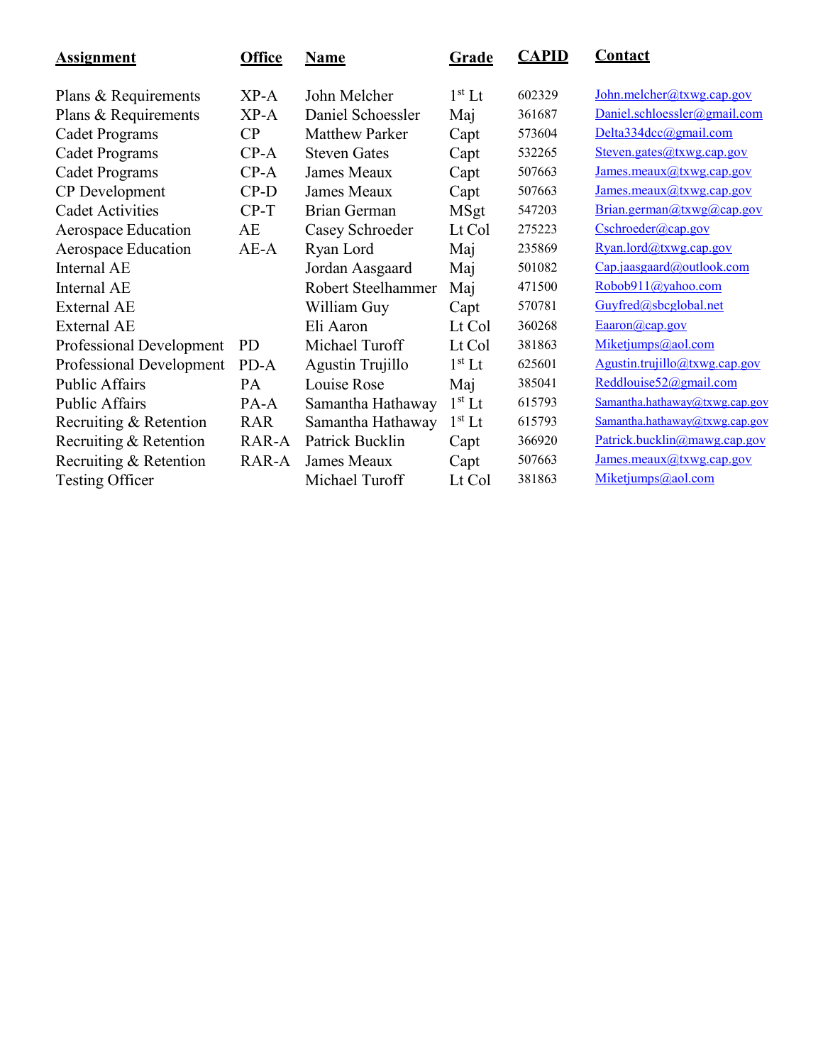| Assignment | Office | Name | Grade | CAPID | Contact |
|---|---|---|---|---|---|
| Plans & Requirements | XP-A | John Melcher | 1st Lt | 602329 | John.melcher@txwg.cap.gov |
| Plans & Requirements | XP-A | Daniel Schoessler | Maj | 361687 | Daniel.schloessler@gmail.com |
| Cadet Programs | CP | Matthew Parker | Capt | 573604 | Delta334dcc@gmail.com |
| Cadet Programs | CP-A | Steven Gates | Capt | 532265 | Steven.gates@txwg.cap.gov |
| Cadet Programs | CP-A | James Meaux | Capt | 507663 | James.meaux@txwg.cap.gov |
| CP Development | CP-D | James Meaux | Capt | 507663 | James.meaux@txwg.cap.gov |
| Cadet Activities | CP-T | Brian German | MSgt | 547203 | Brian.german@txwg@cap.gov |
| Aerospace Education | AE | Casey Schroeder | Lt Col | 275223 | Cschroeder@cap.gov |
| Aerospace Education | AE-A | Ryan Lord | Maj | 235869 | Ryan.lord@txwg.cap.gov |
| Internal AE | | Jordan Aasgaard | Maj | 501082 | Cap.jaasgaard@outlook.com |
| Internal AE | | Robert Steelhammer | Maj | 471500 | Robob911@yahoo.com |
| External AE | | William Guy | Capt | 570781 | Guyfred@sbcglobal.net |
| External AE | | Eli Aaron | Lt Col | 360268 | Eaaron@cap.gov |
| Professional Development | PD | Michael Turoff | Lt Col | 381863 | Miketjumps@aol.com |
| Professional Development | PD-A | Agustin Trujillo | 1st Lt | 625601 | Agustin.trujillo@txwg.cap.gov |
| Public Affairs | PA | Louise Rose | Maj | 385041 | Reddlouise52@gmail.com |
| Public Affairs | PA-A | Samantha Hathaway | 1st Lt | 615793 | Samantha.hathaway@txwg.cap.gov |
| Recruiting & Retention | RAR | Samantha Hathaway | 1st Lt | 615793 | Samantha.hathaway@txwg.cap.gov |
| Recruiting & Retention | RAR-A | Patrick Bucklin | Capt | 366920 | Patrick.bucklin@mawg.cap.gov |
| Recruiting & Retention | RAR-A | James Meaux | Capt | 507663 | James.meaux@txwg.cap.gov |
| Testing Officer | | Michael Turoff | Lt Col | 381863 | Miketjumps@aol.com |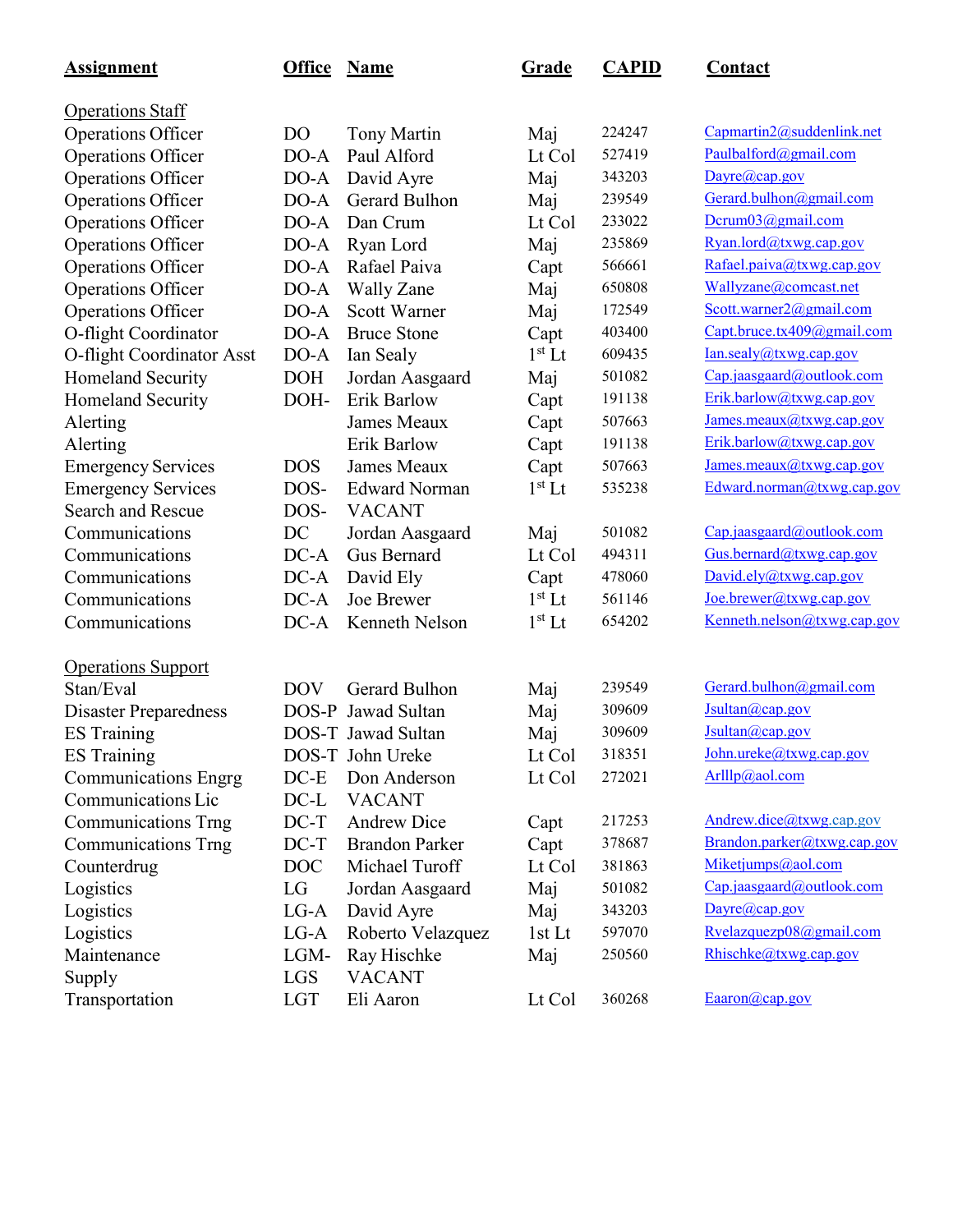| Assignment | Office | Name | Grade | CAPID | Contact |
|---|---|---|---|---|---|
| Operations Staff | | | | | |
| Operations Officer | DO | Tony Martin | Maj | 224247 | Capmartin2@suddenlink.net |
| Operations Officer | DO-A | Paul Alford | Lt Col | 527419 | Paulbalford@gmail.com |
| Operations Officer | DO-A | David Ayre | Maj | 343203 | Dayre@cap.gov |
| Operations Officer | DO-A | Gerard Bulhon | Maj | 239549 | Gerard.bulhon@gmail.com |
| Operations Officer | DO-A | Dan Crum | Lt Col | 233022 | Dcrum03@gmail.com |
| Operations Officer | DO-A | Ryan Lord | Maj | 235869 | Ryan.lord@txwg.cap.gov |
| Operations Officer | DO-A | Rafael Paiva | Capt | 566661 | Rafael.paiva@txwg.cap.gov |
| Operations Officer | DO-A | Wally Zane | Maj | 650808 | Wallyzane@comcast.net |
| Operations Officer | DO-A | Scott Warner | Maj | 172549 | Scott.warner2@gmail.com |
| O-flight Coordinator | DO-A | Bruce Stone | Capt | 403400 | Capt.bruce.tx409@gmail.com |
| O-flight Coordinator Asst | DO-A | Ian Sealy | 1st Lt | 609435 | Ian.sealy@txwg.cap.gov |
| Homeland Security | DOH | Jordan Aasgaard | Maj | 501082 | Cap.jaasgaard@outlook.com |
| Homeland Security | DOH- | Erik Barlow | Capt | 191138 | Erik.barlow@txwg.cap.gov |
| Alerting | | James Meaux | Capt | 507663 | James.meaux@txwg.cap.gov |
| Alerting | | Erik Barlow | Capt | 191138 | Erik.barlow@txwg.cap.gov |
| Emergency Services | DOS | James Meaux | Capt | 507663 | James.meaux@txwg.cap.gov |
| Emergency Services | DOS- | Edward Norman | 1st Lt | 535238 | Edward.norman@txwg.cap.gov |
| Search and Rescue | DOS- | VACANT | | | |
| Communications | DC | Jordan Aasgaard | Maj | 501082 | Cap.jaasgaard@outlook.com |
| Communications | DC-A | Gus Bernard | Lt Col | 494311 | Gus.bernard@txwg.cap.gov |
| Communications | DC-A | David Ely | Capt | 478060 | David.ely@txwg.cap.gov |
| Communications | DC-A | Joe Brewer | 1st Lt | 561146 | Joe.brewer@txwg.cap.gov |
| Communications | DC-A | Kenneth Nelson | 1st Lt | 654202 | Kenneth.nelson@txwg.cap.gov |
| Operations Support | | | | | |
| Stan/Eval | DOV | Gerard Bulhon | Maj | 239549 | Gerard.bulhon@gmail.com |
| Disaster Preparedness | DOS-P | Jawad Sultan | Maj | 309609 | Jsultan@cap.gov |
| ES Training | DOS-T | Jawad Sultan | Maj | 309609 | Jsultan@cap.gov |
| ES Training | DOS-T | John Ureke | Lt Col | 318351 | John.ureke@txwg.cap.gov |
| Communications Engrg | DC-E | Don Anderson | Lt Col | 272021 | Arlllp@aol.com |
| Communications Lic | DC-L | VACANT | | | |
| Communications Trng | DC-T | Andrew Dice | Capt | 217253 | Andrew.dice@txwg.cap.gov |
| Communications Trng | DC-T | Brandon Parker | Capt | 378687 | Brandon.parker@txwg.cap.gov |
| Counterdrug | DOC | Michael Turoff | Lt Col | 381863 | Miketjumps@aol.com |
| Logistics | LG | Jordan Aasgaard | Maj | 501082 | Cap.jaasgaard@outlook.com |
| Logistics | LG-A | David Ayre | Maj | 343203 | Dayre@cap.gov |
| Logistics | LG-A | Roberto Velazquez | 1st Lt | 597070 | Rvelazquezp08@gmail.com |
| Maintenance | LGM- | Ray Hischke | Maj | 250560 | Rhischke@txwg.cap.gov |
| Supply | LGS | VACANT | | | |
| Transportation | LGT | Eli Aaron | Lt Col | 360268 | Eaaron@cap.gov |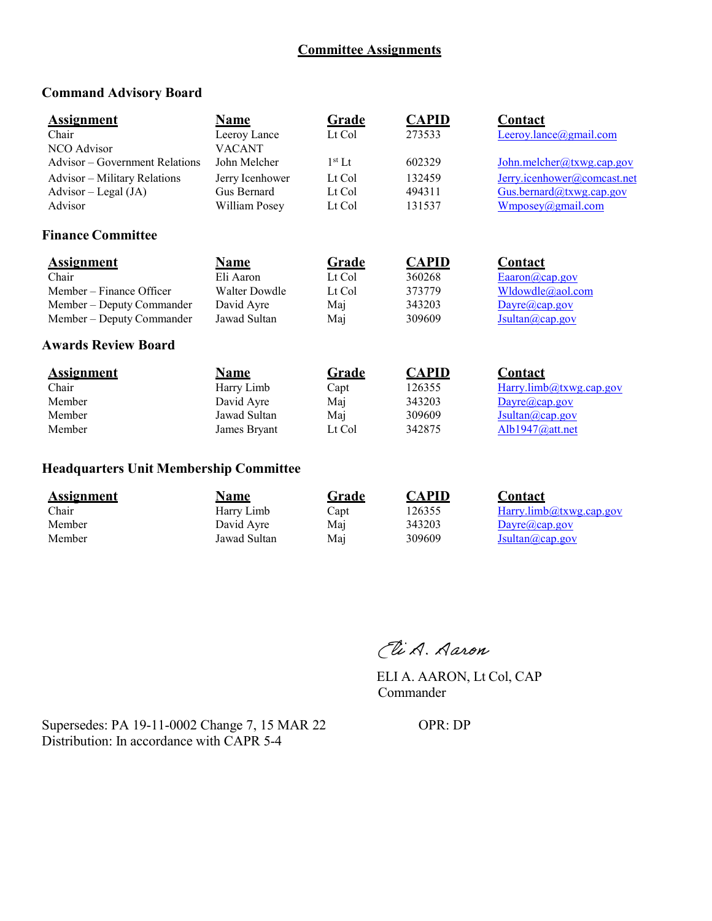# Committee Assignments

## Command Advisory Board

| Assignment | Name | Grade | CAPID | Contact |
|---|---|---|---|---|
| Chair | Leeroy Lance | Lt Col | 273533 | Leeroy.lance@gmail.com |
| NCO Advisor | VACANT | | | |
| Advisor – Government Relations | John Melcher | 1st Lt | 602329 | John.melcher@txwg.cap.gov |
| Advisor – Military Relations | Jerry Icenhower | Lt Col | 132459 | Jerry.icenhower@comcast.net |
| Advisor – Legal (JA) | Gus Bernard | Lt Col | 494311 | Gus.bernard@txwg.cap.gov |
| Advisor | William Posey | Lt Col | 131537 | Wmposey@gmail.com |

## Finance Committee

| Assignment | Name | Grade | CAPID | Contact |
|---|---|---|---|---|
| Chair | Eli Aaron | Lt Col | 360268 | Eaaron@cap.gov |
| Member – Finance Officer | Walter Dowdle | Lt Col | 373779 | Wldowdle@aol.com |
| Member – Deputy Commander | David Ayre | Maj | 343203 | Dayre@cap.gov |
| Member – Deputy Commander | Jawad Sultan | Maj | 309609 | Jsultan@cap.gov |

## Awards Review Board

| Assignment | Name | Grade | CAPID | Contact |
|---|---|---|---|---|
| Chair | Harry Limb | Capt | 126355 | Harry.limb@txwg.cap.gov |
| Member | David Ayre | Maj | 343203 | Dayre@cap.gov |
| Member | Jawad Sultan | Maj | 309609 | Jsultan@cap.gov |
| Member | James Bryant | Lt Col | 342875 | Alb1947@att.net |

## Headquarters Unit Membership Committee

| Assignment | Name | Grade | CAPID | Contact |
|---|---|---|---|---|
| Chair | Harry Limb | Capt | 126355 | Harry.limb@txwg.cap.gov |
| Member | David Ayre | Maj | 343203 | Dayre@cap.gov |
| Member | Jawad Sultan | Maj | 309609 | Jsultan@cap.gov |

*Eli A. Aaron*

ELI A. AARON, Lt Col, CAP
Commander

Supersedes: PA 19-11-0002 Change 7, 15 MAR 22
Distribution: In accordance with CAPR 5-4

OPR: DP